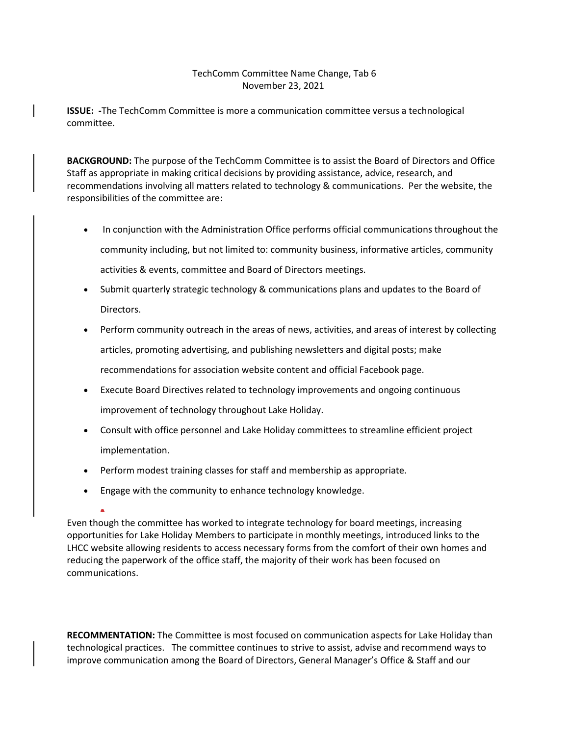TechComm Committee Name Change, Tab 6
November 23, 2021

**ISSUE:** -The TechComm Committee is more a communication committee versus a technological committee.

**BACKGROUND:** The purpose of the TechComm Committee is to assist the Board of Directors and Office Staff as appropriate in making critical decisions by providing assistance, advice, research, and recommendations involving all matters related to technology & communications. Per the website, the responsibilities of the committee are:

- In conjunction with the Administration Office performs official communications throughout the community including, but not limited to: community business, informative articles, community activities & events, committee and Board of Directors meetings.
- Submit quarterly strategic technology & communications plans and updates to the Board of Directors.
- Perform community outreach in the areas of news, activities, and areas of interest by collecting articles, promoting advertising, and publishing newsletters and digital posts; make recommendations for association website content and official Facebook page.
- Execute Board Directives related to technology improvements and ongoing continuous improvement of technology throughout Lake Holiday.
- Consult with office personnel and Lake Holiday committees to streamline efficient project implementation.
- Perform modest training classes for staff and membership as appropriate.
- Engage with the community to enhance technology knowledge.

Even though the committee has worked to integrate technology for board meetings, increasing opportunities for Lake Holiday Members to participate in monthly meetings, introduced links to the LHCC website allowing residents to access necessary forms from the comfort of their own homes and reducing the paperwork of the office staff, the majority of their work has been focused on communications.

**RECOMMENTATION:** The Committee is most focused on communication aspects for Lake Holiday than technological practices. The committee continues to strive to assist, advise and recommend ways to improve communication among the Board of Directors, General Manager's Office & Staff and our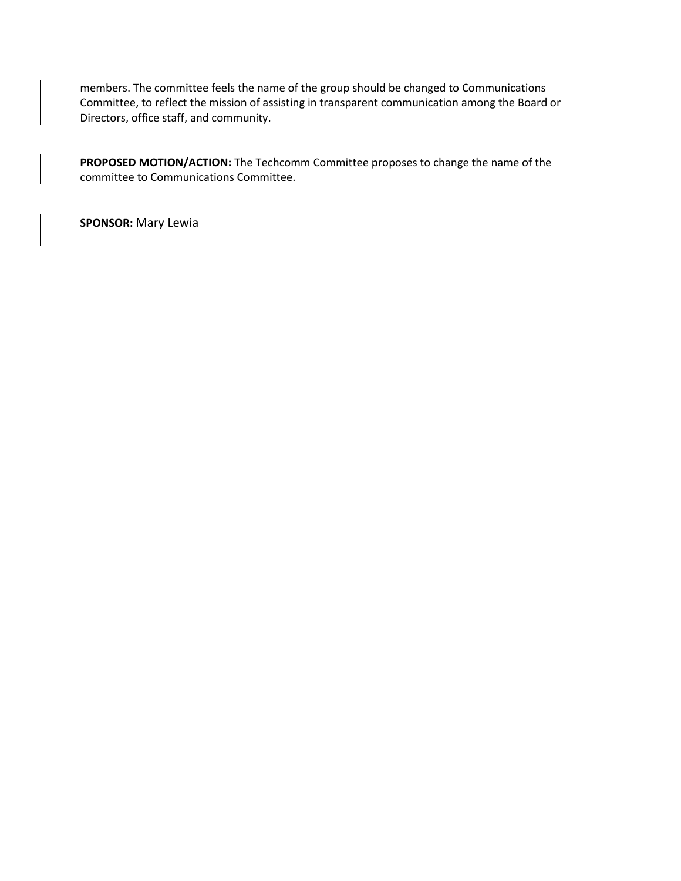members. The committee feels the name of the group should be changed to Communications Committee, to reflect the mission of assisting in transparent communication among the Board or Directors, office staff, and community.

**PROPOSED MOTION/ACTION:** The Techcomm Committee proposes to change the name of the committee to Communications Committee.

**SPONSOR:** Mary Lewia